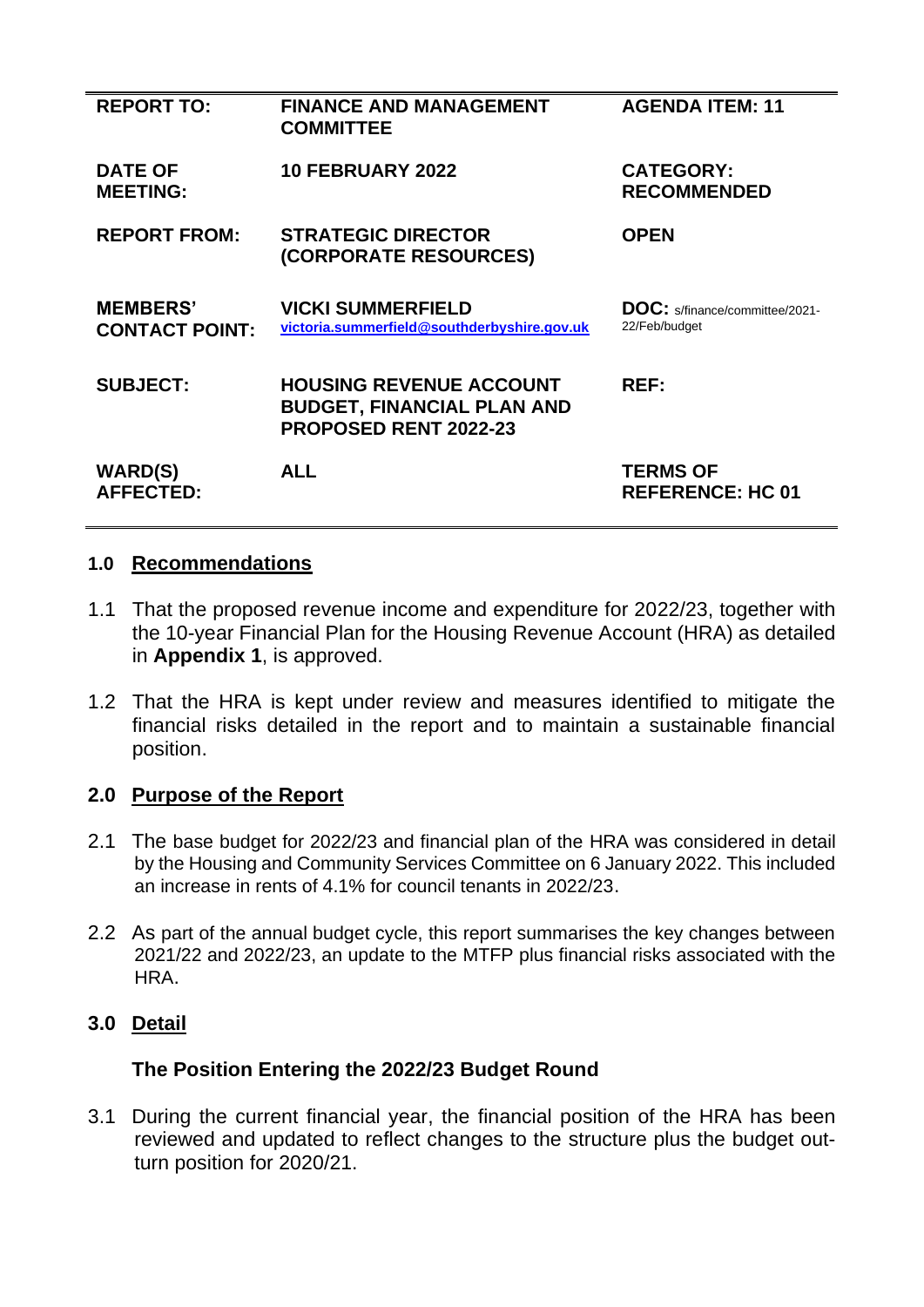| REPORT TO: | FINANCE AND MANAGEMENT COMMITTEE | AGENDA ITEM: 11 |
|---|---|---|
| DATE OF MEETING: | 10 FEBRUARY 2022 | CATEGORY: RECOMMENDED |
| REPORT FROM: | STRATEGIC DIRECTOR (CORPORATE RESOURCES) | OPEN |
| MEMBERS' CONTACT POINT: | VICKI SUMMERFIELD victoria.summerfield@southderbyshire.gov.uk | DOC: s/finance/committee/2021-22/Feb/budget |
| SUBJECT: | HOUSING REVENUE ACCOUNT BUDGET, FINANCIAL PLAN AND PROPOSED RENT 2022-23 | REF: |
| WARD(S) AFFECTED: | ALL | TERMS OF REFERENCE: HC 01 |

## 1.0 Recommendations

1.1 That the proposed revenue income and expenditure for 2022/23, together with the 10-year Financial Plan for the Housing Revenue Account (HRA) as detailed in **Appendix 1**, is approved.

1.2 That the HRA is kept under review and measures identified to mitigate the financial risks detailed in the report and to maintain a sustainable financial position.

## 2.0 Purpose of the Report

2.1 The base budget for 2022/23 and financial plan of the HRA was considered in detail by the Housing and Community Services Committee on 6 January 2022. This included an increase in rents of 4.1% for council tenants in 2022/23.

2.2 As part of the annual budget cycle, this report summarises the key changes between 2021/22 and 2022/23, an update to the MTFP plus financial risks associated with the HRA.

## 3.0 Detail

### The Position Entering the 2022/23 Budget Round

3.1 During the current financial year, the financial position of the HRA has been reviewed and updated to reflect changes to the structure plus the budget out-turn position for 2020/21.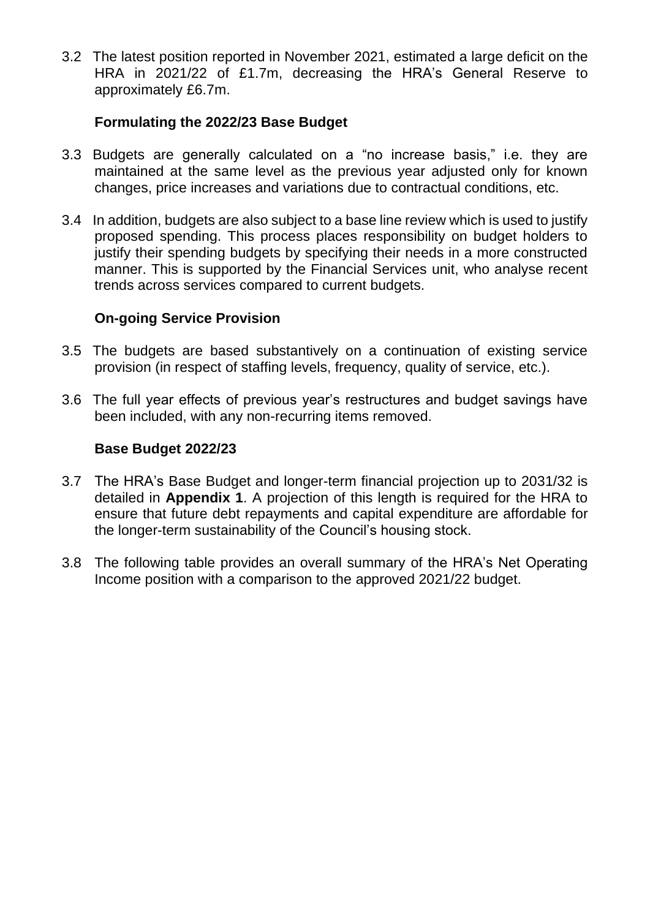3.2 The latest position reported in November 2021, estimated a large deficit on the HRA in 2021/22 of £1.7m, decreasing the HRA's General Reserve to approximately £6.7m.

**Formulating the 2022/23 Base Budget**

3.3 Budgets are generally calculated on a "no increase basis," i.e. they are maintained at the same level as the previous year adjusted only for known changes, price increases and variations due to contractual conditions, etc.

3.4 In addition, budgets are also subject to a base line review which is used to justify proposed spending. This process places responsibility on budget holders to justify their spending budgets by specifying their needs in a more constructed manner. This is supported by the Financial Services unit, who analyse recent trends across services compared to current budgets.

**On-going Service Provision**

3.5 The budgets are based substantively on a continuation of existing service provision (in respect of staffing levels, frequency, quality of service, etc.).

3.6 The full year effects of previous year's restructures and budget savings have been included, with any non-recurring items removed.

**Base Budget 2022/23**

3.7 The HRA's Base Budget and longer-term financial projection up to 2031/32 is detailed in **Appendix 1**. A projection of this length is required for the HRA to ensure that future debt repayments and capital expenditure are affordable for the longer-term sustainability of the Council's housing stock.

3.8 The following table provides an overall summary of the HRA's Net Operating Income position with a comparison to the approved 2021/22 budget.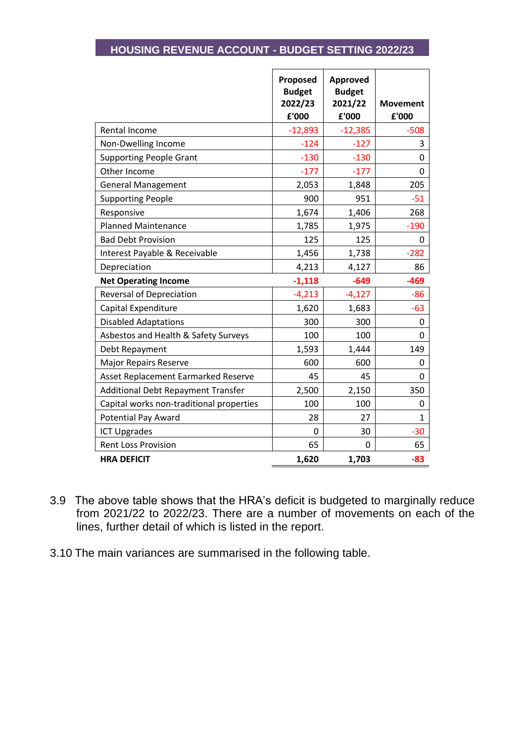## HOUSING REVENUE ACCOUNT - BUDGET SETTING 2022/23

| | Proposed Budget 2022/23 £'000 | Approved Budget 2021/22 £'000 | Movement £'000 |
|---|---|---|---|
| Rental Income | -12,893 | -12,385 | -508 |
| Non-Dwelling Income | -124 | -127 | 3 |
| Supporting People Grant | -130 | -130 | 0 |
| Other Income | -177 | -177 | 0 |
| General Management | 2,053 | 1,848 | 205 |
| Supporting People | 900 | 951 | -51 |
| Responsive | 1,674 | 1,406 | 268 |
| Planned Maintenance | 1,785 | 1,975 | -190 |
| Bad Debt Provision | 125 | 125 | 0 |
| Interest Payable & Receivable | 1,456 | 1,738 | -282 |
| Depreciation | 4,213 | 4,127 | 86 |
| **Net Operating Income** | **-1,118** | **-649** | **-469** |
| Reversal of Depreciation | -4,213 | -4,127 | -86 |
| Capital Expenditure | 1,620 | 1,683 | -63 |
| Disabled Adaptations | 300 | 300 | 0 |
| Asbestos and Health & Safety Surveys | 100 | 100 | 0 |
| Debt Repayment | 1,593 | 1,444 | 149 |
| Major Repairs Reserve | 600 | 600 | 0 |
| Asset Replacement Earmarked Reserve | 45 | 45 | 0 |
| Additional Debt Repayment Transfer | 2,500 | 2,150 | 350 |
| Capital works non-traditional properties | 100 | 100 | 0 |
| Potential Pay Award | 28 | 27 | 1 |
| ICT Upgrades | 0 | 30 | -30 |
| Rent Loss Provision | 65 | 0 | 65 |
| **HRA DEFICIT** | **1,620** | **1,703** | **-83** |

3.9 The above table shows that the HRA's deficit is budgeted to marginally reduce from 2021/22 to 2022/23. There are a number of movements on each of the lines, further detail of which is listed in the report.

3.10 The main variances are summarised in the following table.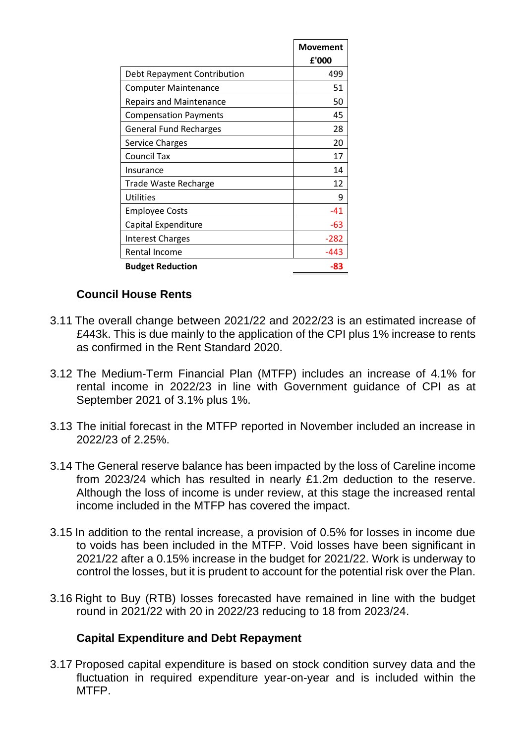| | Movement £'000 |
|---|---|
| Debt Repayment Contribution | 499 |
| Computer Maintenance | 51 |
| Repairs and Maintenance | 50 |
| Compensation Payments | 45 |
| General Fund Recharges | 28 |
| Service Charges | 20 |
| Council Tax | 17 |
| Insurance | 14 |
| Trade Waste Recharge | 12 |
| Utilities | 9 |
| Employee Costs | -41 |
| Capital Expenditure | -63 |
| Interest Charges | -282 |
| Rental Income | -443 |
| **Budget Reduction** | **-83** |

### Council House Rents

3.11 The overall change between 2021/22 and 2022/23 is an estimated increase of £443k. This is due mainly to the application of the CPI plus 1% increase to rents as confirmed in the Rent Standard 2020.

3.12 The Medium-Term Financial Plan (MTFP) includes an increase of 4.1% for rental income in 2022/23 in line with Government guidance of CPI as at September 2021 of 3.1% plus 1%.

3.13 The initial forecast in the MTFP reported in November included an increase in 2022/23 of 2.25%.

3.14 The General reserve balance has been impacted by the loss of Careline income from 2023/24 which has resulted in nearly £1.2m deduction to the reserve. Although the loss of income is under review, at this stage the increased rental income included in the MTFP has covered the impact.

3.15 In addition to the rental increase, a provision of 0.5% for losses in income due to voids has been included in the MTFP. Void losses have been significant in 2021/22 after a 0.15% increase in the budget for 2021/22. Work is underway to control the losses, but it is prudent to account for the potential risk over the Plan.

3.16 Right to Buy (RTB) losses forecasted have remained in line with the budget round in 2021/22 with 20 in 2022/23 reducing to 18 from 2023/24.

### Capital Expenditure and Debt Repayment

3.17 Proposed capital expenditure is based on stock condition survey data and the fluctuation in required expenditure year-on-year and is included within the MTFP.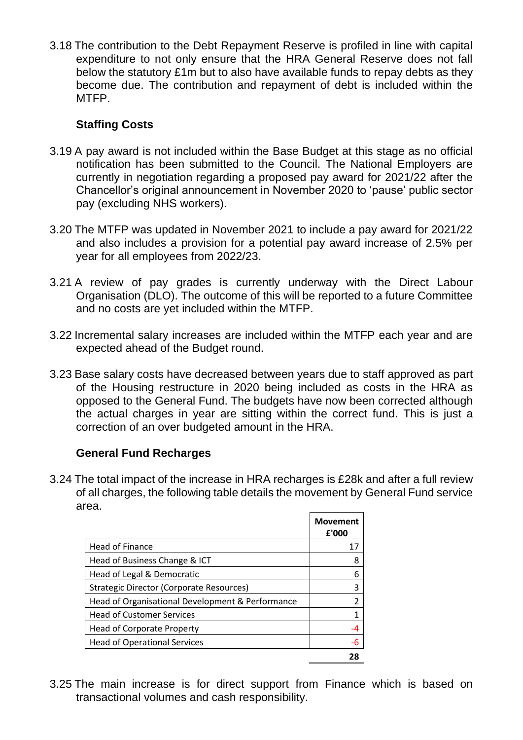3.18 The contribution to the Debt Repayment Reserve is profiled in line with capital expenditure to not only ensure that the HRA General Reserve does not fall below the statutory £1m but to also have available funds to repay debts as they become due. The contribution and repayment of debt is included within the MTFP.

**Staffing Costs**

3.19 A pay award is not included within the Base Budget at this stage as no official notification has been submitted to the Council. The National Employers are currently in negotiation regarding a proposed pay award for 2021/22 after the Chancellor's original announcement in November 2020 to 'pause' public sector pay (excluding NHS workers).

3.20 The MTFP was updated in November 2021 to include a pay award for 2021/22 and also includes a provision for a potential pay award increase of 2.5% per year for all employees from 2022/23.

3.21 A review of pay grades is currently underway with the Direct Labour Organisation (DLO). The outcome of this will be reported to a future Committee and no costs are yet included within the MTFP.

3.22 Incremental salary increases are included within the MTFP each year and are expected ahead of the Budget round.

3.23 Base salary costs have decreased between years due to staff approved as part of the Housing restructure in 2020 being included as costs in the HRA as opposed to the General Fund. The budgets have now been corrected although the actual charges in year are sitting within the correct fund. This is just a correction of an over budgeted amount in the HRA.

**General Fund Recharges**

3.24 The total impact of the increase in HRA recharges is £28k and after a full review of all charges, the following table details the movement by General Fund service area.

| | Movement £'000 |
|---|---|
| Head of Finance | 17 |
| Head of Business Change & ICT | 8 |
| Head of Legal & Democratic | 6 |
| Strategic Director (Corporate Resources) | 3 |
| Head of Organisational Development & Performance | 2 |
| Head of Customer Services | 1 |
| Head of Corporate Property | -4 |
| Head of Operational Services | -6 |
| | **28** |

3.25 The main increase is for direct support from Finance which is based on transactional volumes and cash responsibility.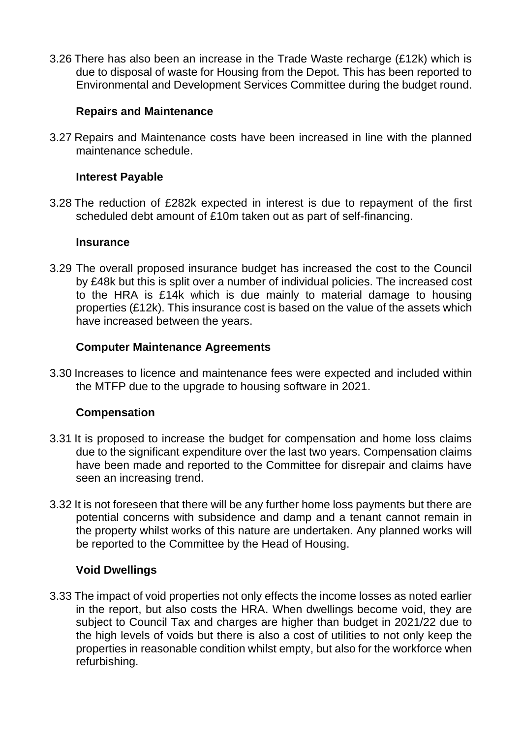3.26 There has also been an increase in the Trade Waste recharge (£12k) which is due to disposal of waste for Housing from the Depot. This has been reported to Environmental and Development Services Committee during the budget round.

**Repairs and Maintenance**

3.27 Repairs and Maintenance costs have been increased in line with the planned maintenance schedule.

**Interest Payable**

3.28 The reduction of £282k expected in interest is due to repayment of the first scheduled debt amount of £10m taken out as part of self-financing.

**Insurance**

3.29 The overall proposed insurance budget has increased the cost to the Council by £48k but this is split over a number of individual policies. The increased cost to the HRA is £14k which is due mainly to material damage to housing properties (£12k). This insurance cost is based on the value of the assets which have increased between the years.

**Computer Maintenance Agreements**

3.30 Increases to licence and maintenance fees were expected and included within the MTFP due to the upgrade to housing software in 2021.

**Compensation**

3.31 It is proposed to increase the budget for compensation and home loss claims due to the significant expenditure over the last two years. Compensation claims have been made and reported to the Committee for disrepair and claims have seen an increasing trend.

3.32 It is not foreseen that there will be any further home loss payments but there are potential concerns with subsidence and damp and a tenant cannot remain in the property whilst works of this nature are undertaken. Any planned works will be reported to the Committee by the Head of Housing.

**Void Dwellings**

3.33 The impact of void properties not only effects the income losses as noted earlier in the report, but also costs the HRA. When dwellings become void, they are subject to Council Tax and charges are higher than budget in 2021/22 due to the high levels of voids but there is also a cost of utilities to not only keep the properties in reasonable condition whilst empty, but also for the workforce when refurbishing.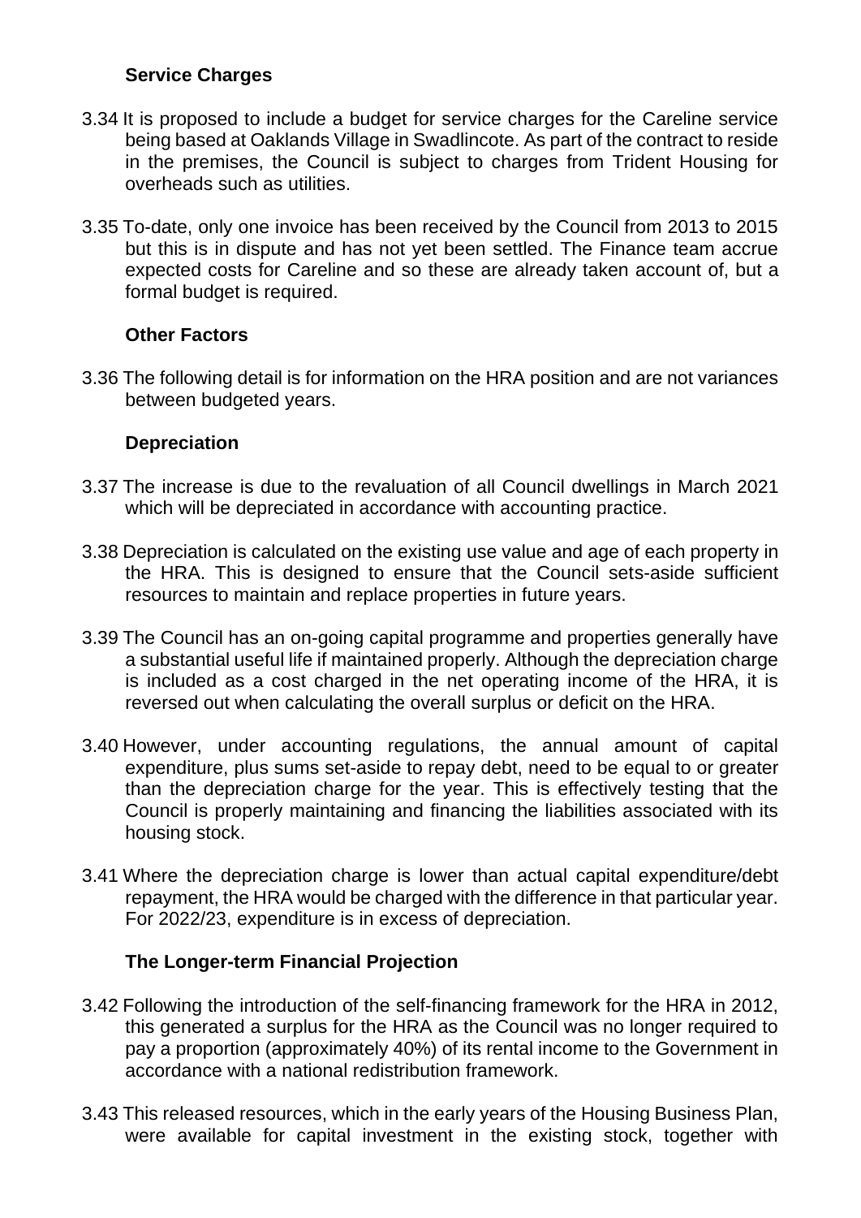### Service Charges

3.34 It is proposed to include a budget for service charges for the Careline service being based at Oaklands Village in Swadlincote. As part of the contract to reside in the premises, the Council is subject to charges from Trident Housing for overheads such as utilities.

3.35 To-date, only one invoice has been received by the Council from 2013 to 2015 but this is in dispute and has not yet been settled. The Finance team accrue expected costs for Careline and so these are already taken account of, but a formal budget is required.

### Other Factors

3.36 The following detail is for information on the HRA position and are not variances between budgeted years.

### Depreciation

3.37 The increase is due to the revaluation of all Council dwellings in March 2021 which will be depreciated in accordance with accounting practice.

3.38 Depreciation is calculated on the existing use value and age of each property in the HRA. This is designed to ensure that the Council sets-aside sufficient resources to maintain and replace properties in future years.

3.39 The Council has an on-going capital programme and properties generally have a substantial useful life if maintained properly. Although the depreciation charge is included as a cost charged in the net operating income of the HRA, it is reversed out when calculating the overall surplus or deficit on the HRA.

3.40 However, under accounting regulations, the annual amount of capital expenditure, plus sums set-aside to repay debt, need to be equal to or greater than the depreciation charge for the year. This is effectively testing that the Council is properly maintaining and financing the liabilities associated with its housing stock.

3.41 Where the depreciation charge is lower than actual capital expenditure/debt repayment, the HRA would be charged with the difference in that particular year. For 2022/23, expenditure is in excess of depreciation.

### The Longer-term Financial Projection

3.42 Following the introduction of the self-financing framework for the HRA in 2012, this generated a surplus for the HRA as the Council was no longer required to pay a proportion (approximately 40%) of its rental income to the Government in accordance with a national redistribution framework.

3.43 This released resources, which in the early years of the Housing Business Plan, were available for capital investment in the existing stock, together with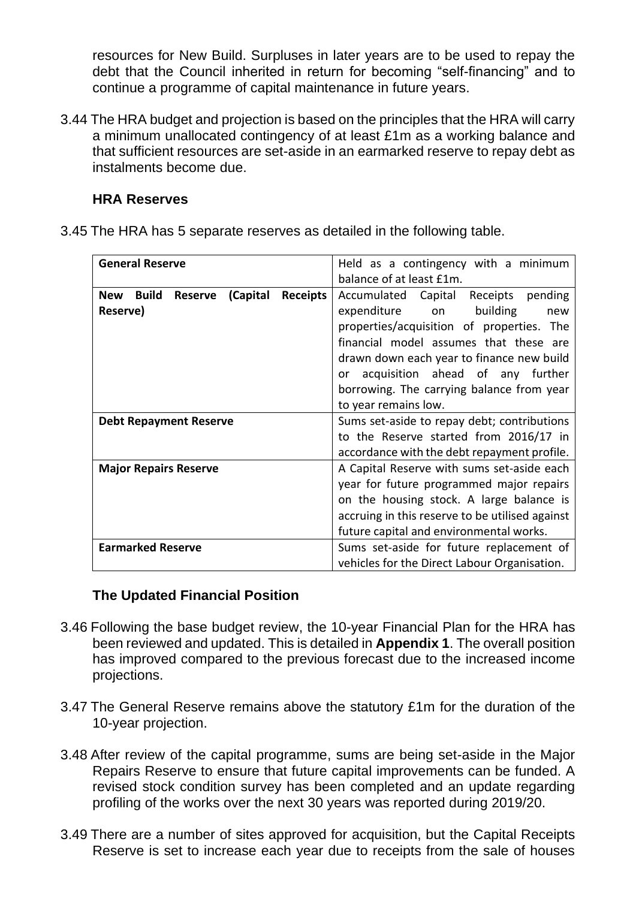resources for New Build. Surpluses in later years are to be used to repay the debt that the Council inherited in return for becoming "self-financing" and to continue a programme of capital maintenance in future years.

3.44 The HRA budget and projection is based on the principles that the HRA will carry a minimum unallocated contingency of at least £1m as a working balance and that sufficient resources are set-aside in an earmarked reserve to repay debt as instalments become due.

### HRA Reserves

3.45 The HRA has 5 separate reserves as detailed in the following table.

| | |
|---|---|
| **General Reserve** | Held as a contingency with a minimum balance of at least £1m. |
| **New Build Reserve (Capital Receipts Reserve)** | Accumulated Capital Receipts pending expenditure on building new properties/acquisition of properties. The financial model assumes that these are drawn down each year to finance new build or acquisition ahead of any further borrowing. The carrying balance from year to year remains low. |
| **Debt Repayment Reserve** | Sums set-aside to repay debt; contributions to the Reserve started from 2016/17 in accordance with the debt repayment profile. |
| **Major Repairs Reserve** | A Capital Reserve with sums set-aside each year for future programmed major repairs on the housing stock. A large balance is accruing in this reserve to be utilised against future capital and environmental works. |
| **Earmarked Reserve** | Sums set-aside for future replacement of vehicles for the Direct Labour Organisation. |

### The Updated Financial Position

3.46 Following the base budget review, the 10-year Financial Plan for the HRA has been reviewed and updated. This is detailed in **Appendix 1**. The overall position has improved compared to the previous forecast due to the increased income projections.

3.47 The General Reserve remains above the statutory £1m for the duration of the 10-year projection.

3.48 After review of the capital programme, sums are being set-aside in the Major Repairs Reserve to ensure that future capital improvements can be funded. A revised stock condition survey has been completed and an update regarding profiling of the works over the next 30 years was reported during 2019/20.

3.49 There are a number of sites approved for acquisition, but the Capital Receipts Reserve is set to increase each year due to receipts from the sale of houses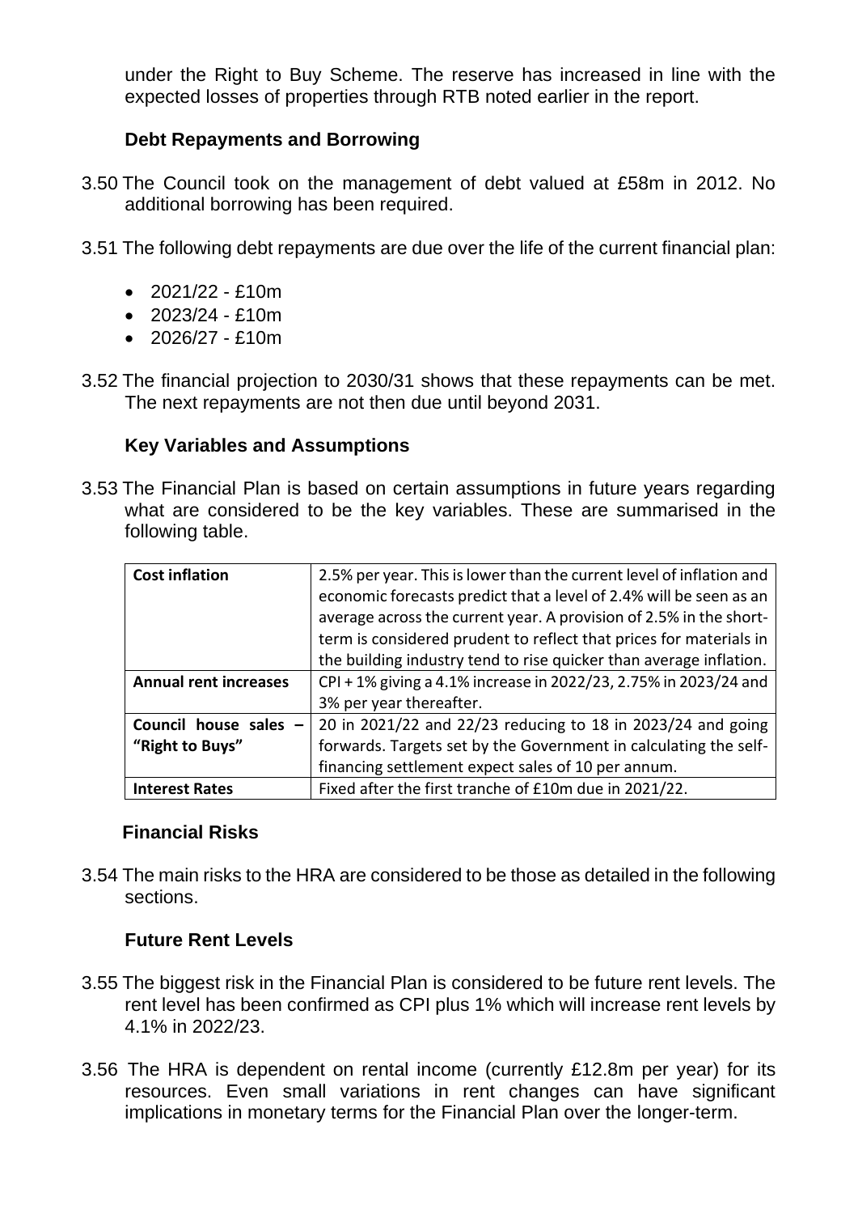under the Right to Buy Scheme. The reserve has increased in line with the expected losses of properties through RTB noted earlier in the report.

### Debt Repayments and Borrowing

3.50 The Council took on the management of debt valued at £58m in 2012. No additional borrowing has been required.

3.51 The following debt repayments are due over the life of the current financial plan:

- 2021/22 - £10m
- 2023/24 - £10m
- 2026/27 - £10m

3.52 The financial projection to 2030/31 shows that these repayments can be met. The next repayments are not then due until beyond 2031.

### Key Variables and Assumptions

3.53 The Financial Plan is based on certain assumptions in future years regarding what are considered to be the key variables. These are summarised in the following table.

| | |
|---|---|
| **Cost inflation** | 2.5% per year. This is lower than the current level of inflation and economic forecasts predict that a level of 2.4% will be seen as an average across the current year. A provision of 2.5% in the short-term is considered prudent to reflect that prices for materials in the building industry tend to rise quicker than average inflation. |
| **Annual rent increases** | CPI + 1% giving a 4.1% increase in 2022/23, 2.75% in 2023/24 and 3% per year thereafter. |
| **Council house sales – "Right to Buys"** | 20 in 2021/22 and 22/23 reducing to 18 in 2023/24 and going forwards. Targets set by the Government in calculating the self-financing settlement expect sales of 10 per annum. |
| **Interest Rates** | Fixed after the first tranche of £10m due in 2021/22. |

### Financial Risks

3.54 The main risks to the HRA are considered to be those as detailed in the following sections.

### Future Rent Levels

3.55 The biggest risk in the Financial Plan is considered to be future rent levels. The rent level has been confirmed as CPI plus 1% which will increase rent levels by 4.1% in 2022/23.

3.56 The HRA is dependent on rental income (currently £12.8m per year) for its resources. Even small variations in rent changes can have significant implications in monetary terms for the Financial Plan over the longer-term.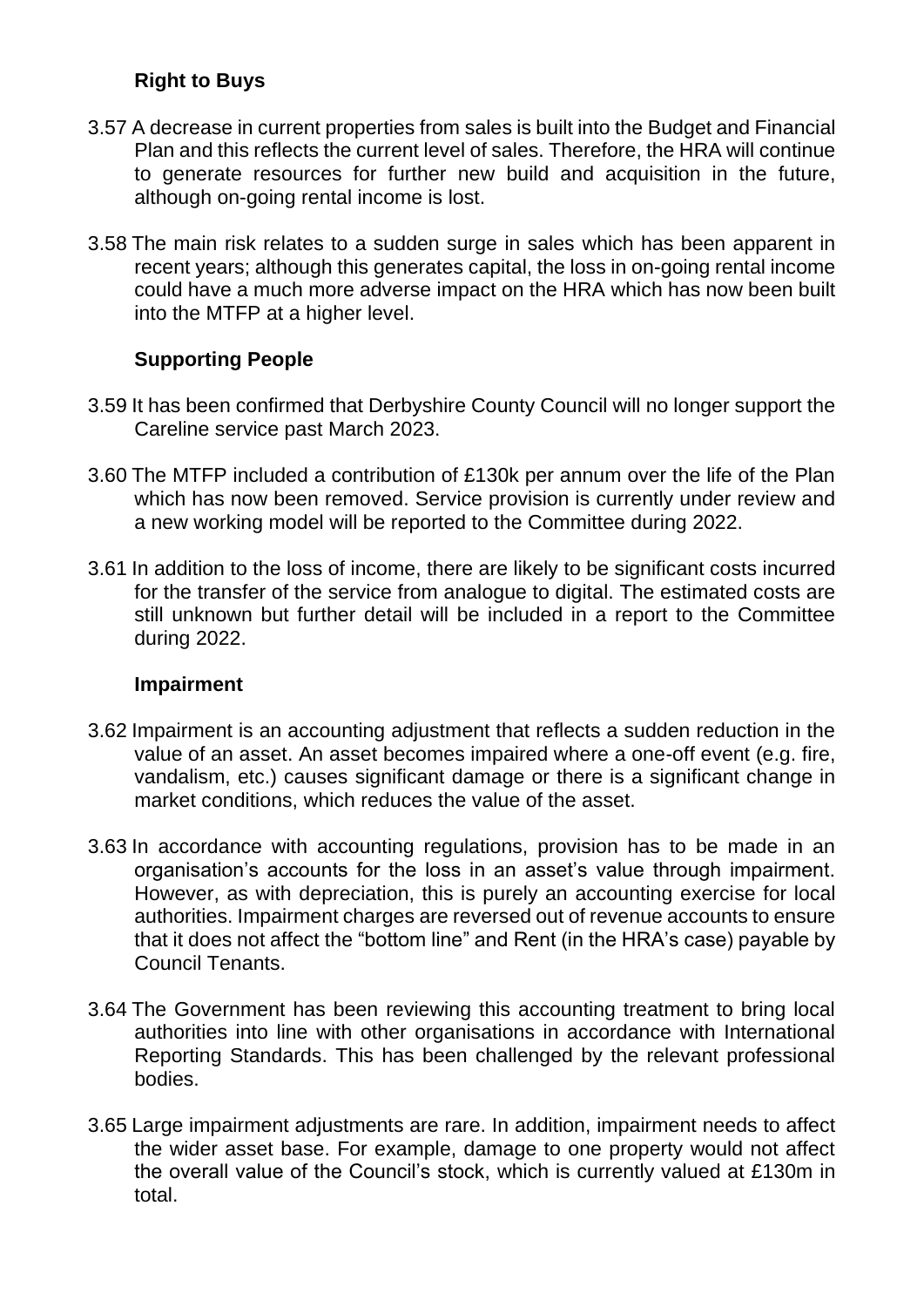### Right to Buys

3.57 A decrease in current properties from sales is built into the Budget and Financial Plan and this reflects the current level of sales. Therefore, the HRA will continue to generate resources for further new build and acquisition in the future, although on-going rental income is lost.

3.58 The main risk relates to a sudden surge in sales which has been apparent in recent years; although this generates capital, the loss in on-going rental income could have a much more adverse impact on the HRA which has now been built into the MTFP at a higher level.

### Supporting People

3.59 It has been confirmed that Derbyshire County Council will no longer support the Careline service past March 2023.

3.60 The MTFP included a contribution of £130k per annum over the life of the Plan which has now been removed. Service provision is currently under review and a new working model will be reported to the Committee during 2022.

3.61 In addition to the loss of income, there are likely to be significant costs incurred for the transfer of the service from analogue to digital. The estimated costs are still unknown but further detail will be included in a report to the Committee during 2022.

### Impairment

3.62 Impairment is an accounting adjustment that reflects a sudden reduction in the value of an asset. An asset becomes impaired where a one-off event (e.g. fire, vandalism, etc.) causes significant damage or there is a significant change in market conditions, which reduces the value of the asset.

3.63 In accordance with accounting regulations, provision has to be made in an organisation's accounts for the loss in an asset's value through impairment. However, as with depreciation, this is purely an accounting exercise for local authorities. Impairment charges are reversed out of revenue accounts to ensure that it does not affect the "bottom line" and Rent (in the HRA's case) payable by Council Tenants.

3.64 The Government has been reviewing this accounting treatment to bring local authorities into line with other organisations in accordance with International Reporting Standards. This has been challenged by the relevant professional bodies.

3.65 Large impairment adjustments are rare. In addition, impairment needs to affect the wider asset base. For example, damage to one property would not affect the overall value of the Council's stock, which is currently valued at £130m in total.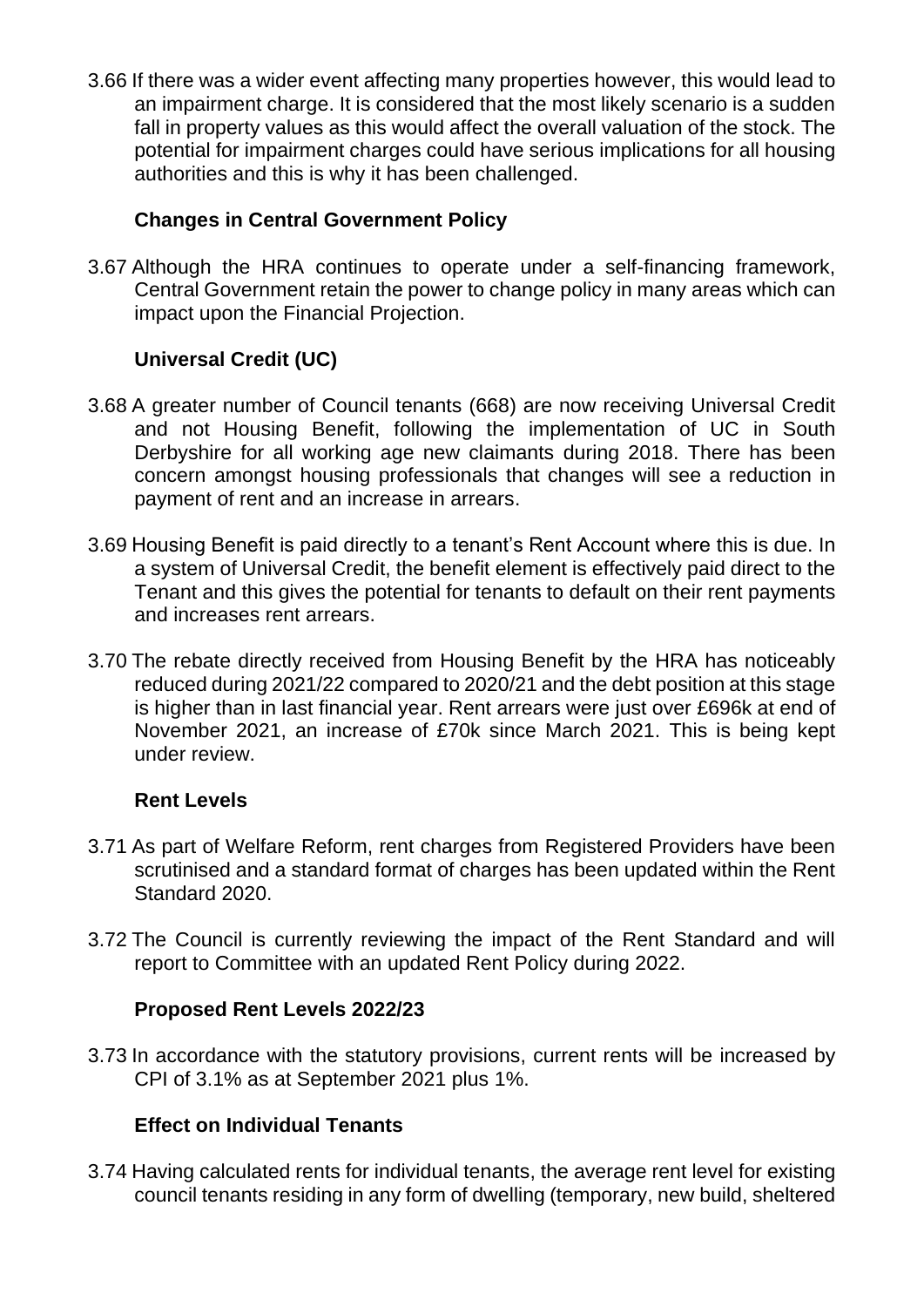3.66 If there was a wider event affecting many properties however, this would lead to an impairment charge. It is considered that the most likely scenario is a sudden fall in property values as this would affect the overall valuation of the stock. The potential for impairment charges could have serious implications for all housing authorities and this is why it has been challenged.

**Changes in Central Government Policy**

3.67 Although the HRA continues to operate under a self-financing framework, Central Government retain the power to change policy in many areas which can impact upon the Financial Projection.

**Universal Credit (UC)**

3.68 A greater number of Council tenants (668) are now receiving Universal Credit and not Housing Benefit, following the implementation of UC in South Derbyshire for all working age new claimants during 2018. There has been concern amongst housing professionals that changes will see a reduction in payment of rent and an increase in arrears.

3.69 Housing Benefit is paid directly to a tenant's Rent Account where this is due. In a system of Universal Credit, the benefit element is effectively paid direct to the Tenant and this gives the potential for tenants to default on their rent payments and increases rent arrears.

3.70 The rebate directly received from Housing Benefit by the HRA has noticeably reduced during 2021/22 compared to 2020/21 and the debt position at this stage is higher than in last financial year. Rent arrears were just over £696k at end of November 2021, an increase of £70k since March 2021. This is being kept under review.

**Rent Levels**

3.71 As part of Welfare Reform, rent charges from Registered Providers have been scrutinised and a standard format of charges has been updated within the Rent Standard 2020.

3.72 The Council is currently reviewing the impact of the Rent Standard and will report to Committee with an updated Rent Policy during 2022.

**Proposed Rent Levels 2022/23**

3.73 In accordance with the statutory provisions, current rents will be increased by CPI of 3.1% as at September 2021 plus 1%.

**Effect on Individual Tenants**

3.74 Having calculated rents for individual tenants, the average rent level for existing council tenants residing in any form of dwelling (temporary, new build, sheltered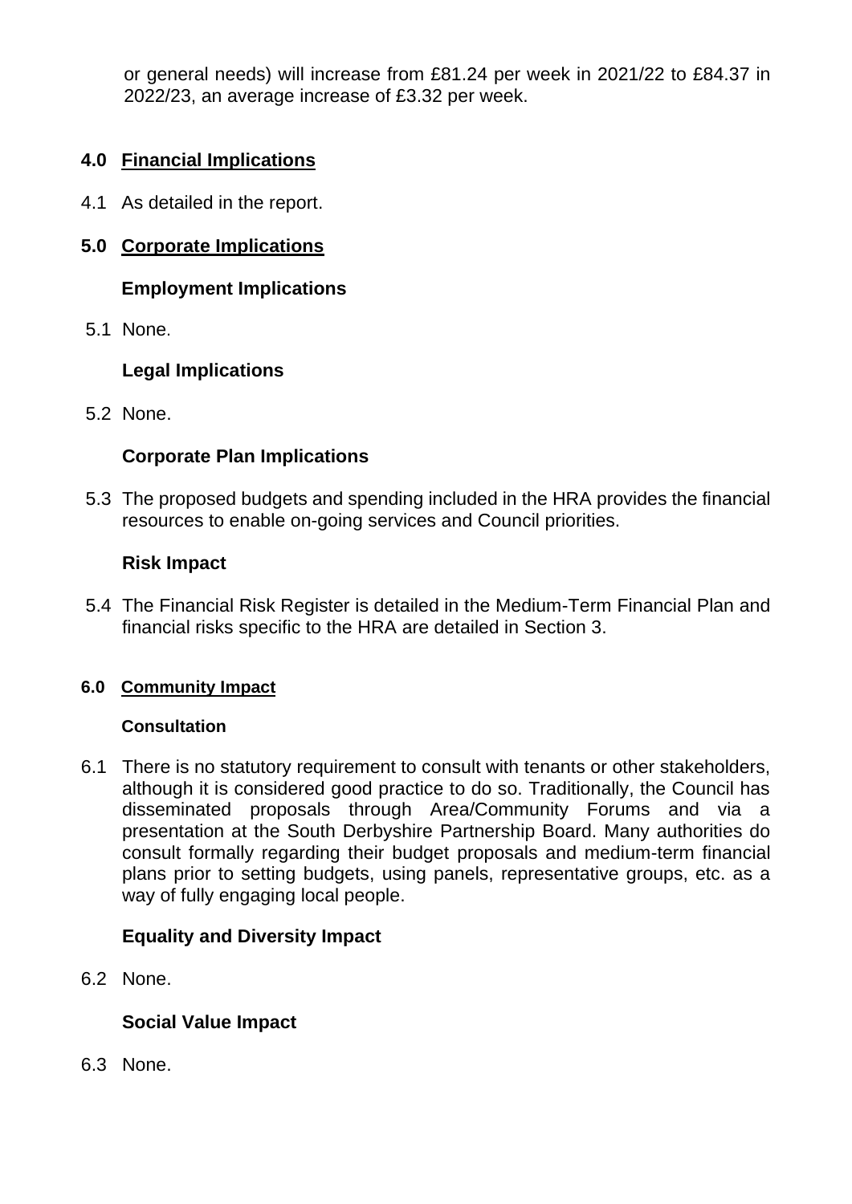or general needs) will increase from £81.24 per week in 2021/22 to £84.37 in 2022/23, an average increase of £3.32 per week.

## 4.0 Financial Implications

4.1 As detailed in the report.

## 5.0 Corporate Implications

### Employment Implications

5.1 None.

### Legal Implications

5.2 None.

### Corporate Plan Implications

5.3 The proposed budgets and spending included in the HRA provides the financial resources to enable on-going services and Council priorities.

### Risk Impact

5.4 The Financial Risk Register is detailed in the Medium-Term Financial Plan and financial risks specific to the HRA are detailed in Section 3.

## 6.0 Community Impact

### Consultation

6.1 There is no statutory requirement to consult with tenants or other stakeholders, although it is considered good practice to do so. Traditionally, the Council has disseminated proposals through Area/Community Forums and via a presentation at the South Derbyshire Partnership Board. Many authorities do consult formally regarding their budget proposals and medium-term financial plans prior to setting budgets, using panels, representative groups, etc. as a way of fully engaging local people.

### Equality and Diversity Impact

6.2 None.

### Social Value Impact

6.3 None.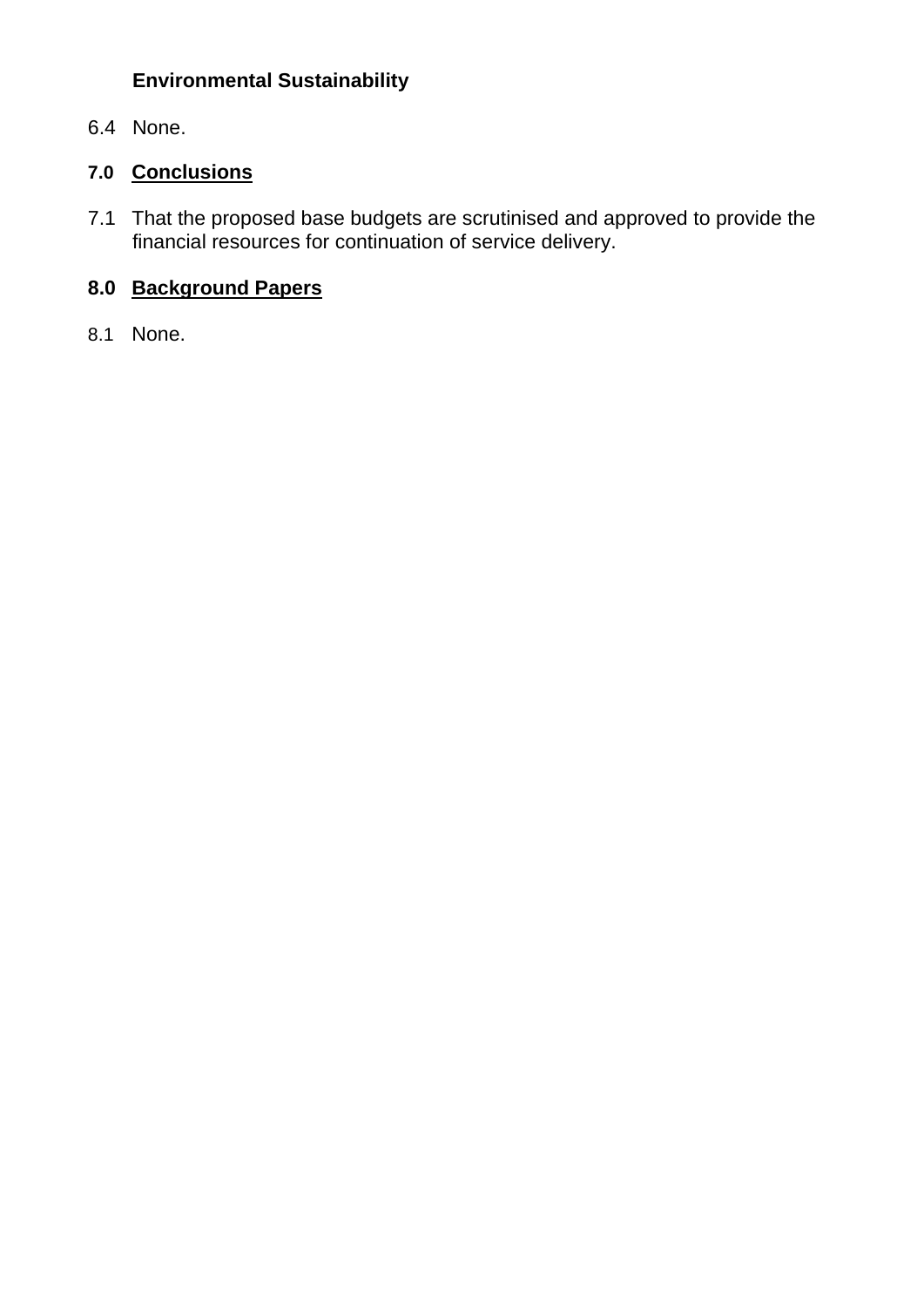**Environmental Sustainability**

6.4 None.

## 7.0 Conclusions

7.1 That the proposed base budgets are scrutinised and approved to provide the financial resources for continuation of service delivery.

## 8.0 Background Papers

8.1 None.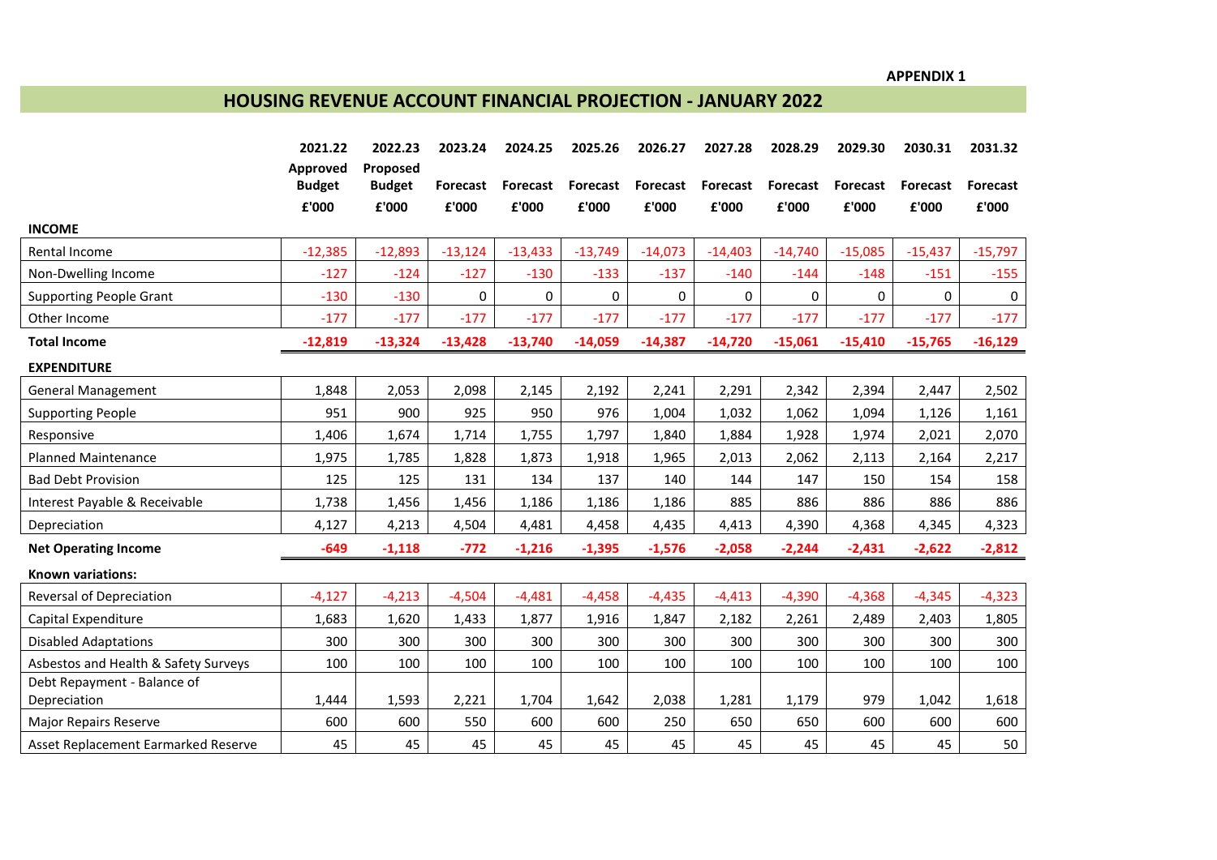APPENDIX 1

# HOUSING REVENUE ACCOUNT FINANCIAL PROJECTION - JANUARY 2022

| | 2021.22 | 2022.23 | 2023.24 | 2024.25 | 2025.26 | 2026.27 | 2027.28 | 2028.29 | 2029.30 | 2030.31 | 2031.32 |
|---|---|---|---|---|---|---|---|---|---|---|---|
| | Approved Budget | Proposed Budget | Forecast | Forecast | Forecast | Forecast | Forecast | Forecast | Forecast | Forecast | Forecast |
| | £'000 | £'000 | £'000 | £'000 | £'000 | £'000 | £'000 | £'000 | £'000 | £'000 | £'000 |
| **INCOME** | | | | | | | | | | | |
| Rental Income | -12,385 | -12,893 | -13,124 | -13,433 | -13,749 | -14,073 | -14,403 | -14,740 | -15,085 | -15,437 | -15,797 |
| Non-Dwelling Income | -127 | -124 | -127 | -130 | -133 | -137 | -140 | -144 | -148 | -151 | -155 |
| Supporting People Grant | -130 | -130 | 0 | 0 | 0 | 0 | 0 | 0 | 0 | 0 | 0 |
| Other Income | -177 | -177 | -177 | -177 | -177 | -177 | -177 | -177 | -177 | -177 | -177 |
| **Total Income** | **-12,819** | **-13,324** | **-13,428** | **-13,740** | **-14,059** | **-14,387** | **-14,720** | **-15,061** | **-15,410** | **-15,765** | **-16,129** |
| **EXPENDITURE** | | | | | | | | | | | |
| General Management | 1,848 | 2,053 | 2,098 | 2,145 | 2,192 | 2,241 | 2,291 | 2,342 | 2,394 | 2,447 | 2,502 |
| Supporting People | 951 | 900 | 925 | 950 | 976 | 1,004 | 1,032 | 1,062 | 1,094 | 1,126 | 1,161 |
| Responsive | 1,406 | 1,674 | 1,714 | 1,755 | 1,797 | 1,840 | 1,884 | 1,928 | 1,974 | 2,021 | 2,070 |
| Planned Maintenance | 1,975 | 1,785 | 1,828 | 1,873 | 1,918 | 1,965 | 2,013 | 2,062 | 2,113 | 2,164 | 2,217 |
| Bad Debt Provision | 125 | 125 | 131 | 134 | 137 | 140 | 144 | 147 | 150 | 154 | 158 |
| Interest Payable & Receivable | 1,738 | 1,456 | 1,456 | 1,186 | 1,186 | 1,186 | 885 | 886 | 886 | 886 | 886 |
| Depreciation | 4,127 | 4,213 | 4,504 | 4,481 | 4,458 | 4,435 | 4,413 | 4,390 | 4,368 | 4,345 | 4,323 |
| **Net Operating Income** | **-649** | **-1,118** | **-772** | **-1,216** | **-1,395** | **-1,576** | **-2,058** | **-2,244** | **-2,431** | **-2,622** | **-2,812** |
| **Known variations:** | | | | | | | | | | | |
| Reversal of Depreciation | -4,127 | -4,213 | -4,504 | -4,481 | -4,458 | -4,435 | -4,413 | -4,390 | -4,368 | -4,345 | -4,323 |
| Capital Expenditure | 1,683 | 1,620 | 1,433 | 1,877 | 1,916 | 1,847 | 2,182 | 2,261 | 2,489 | 2,403 | 1,805 |
| Disabled Adaptations | 300 | 300 | 300 | 300 | 300 | 300 | 300 | 300 | 300 | 300 | 300 |
| Asbestos and Health & Safety Surveys | 100 | 100 | 100 | 100 | 100 | 100 | 100 | 100 | 100 | 100 | 100 |
| Debt Repayment - Balance of Depreciation | 1,444 | 1,593 | 2,221 | 1,704 | 1,642 | 2,038 | 1,281 | 1,179 | 979 | 1,042 | 1,618 |
| Major Repairs Reserve | 600 | 600 | 550 | 600 | 600 | 250 | 650 | 650 | 600 | 600 | 600 |
| Asset Replacement Earmarked Reserve | 45 | 45 | 45 | 45 | 45 | 45 | 45 | 45 | 45 | 45 | 50 |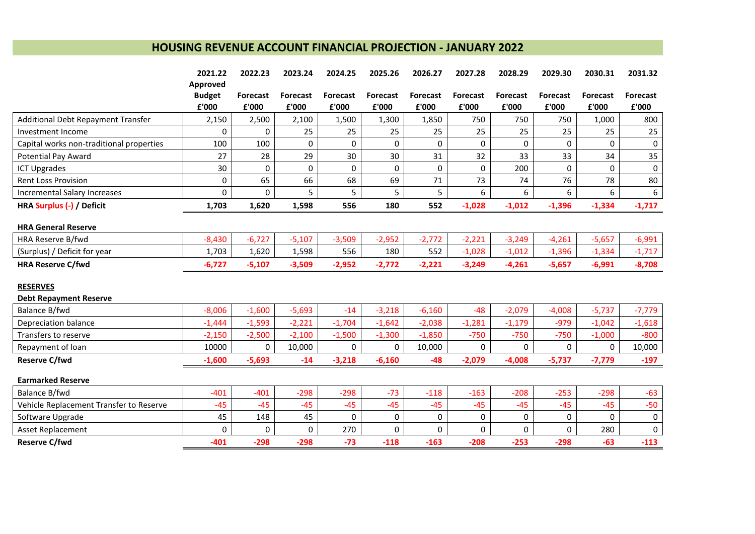# HOUSING REVENUE ACCOUNT FINANCIAL PROJECTION - JANUARY 2022

| | 2021.22 Approved Budget £'000 | 2022.23 Forecast £'000 | 2023.24 Forecast £'000 | 2024.25 Forecast £'000 | 2025.26 Forecast £'000 | 2026.27 Forecast £'000 | 2027.28 Forecast £'000 | 2028.29 Forecast £'000 | 2029.30 Forecast £'000 | 2030.31 Forecast £'000 | 2031.32 Forecast £'000 |
|---|---|---|---|---|---|---|---|---|---|---|---|
| Additional Debt Repayment Transfer | 2,150 | 2,500 | 2,100 | 1,500 | 1,300 | 1,850 | 750 | 750 | 750 | 1,000 | 800 |
| Investment Income | 0 | 0 | 25 | 25 | 25 | 25 | 25 | 25 | 25 | 25 | 25 |
| Capital works non-traditional properties | 100 | 100 | 0 | 0 | 0 | 0 | 0 | 0 | 0 | 0 | 0 |
| Potential Pay Award | 27 | 28 | 29 | 30 | 30 | 31 | 32 | 33 | 33 | 34 | 35 |
| ICT Upgrades | 30 | 0 | 0 | 0 | 0 | 0 | 0 | 200 | 0 | 0 | 0 |
| Rent Loss Provision | 0 | 65 | 66 | 68 | 69 | 71 | 73 | 74 | 76 | 78 | 80 |
| Incremental Salary Increases | 0 | 0 | 5 | 5 | 5 | 5 | 6 | 6 | 6 | 6 | 6 |
| **HRA Surplus (-) / Deficit** | **1,703** | **1,620** | **1,598** | **556** | **180** | **552** | **-1,028** | **-1,012** | **-1,396** | **-1,334** | **-1,717** |
| **HRA General Reserve** | | | | | | | | | | | |
| HRA Reserve B/fwd | -8,430 | -6,727 | -5,107 | -3,509 | -2,952 | -2,772 | -2,221 | -3,249 | -4,261 | -5,657 | -6,991 |
| (Surplus) / Deficit for year | 1,703 | 1,620 | 1,598 | 556 | 180 | 552 | -1,028 | -1,012 | -1,396 | -1,334 | -1,717 |
| **HRA Reserve C/fwd** | **-6,727** | **-5,107** | **-3,509** | **-2,952** | **-2,772** | **-2,221** | **-3,249** | **-4,261** | **-5,657** | **-6,991** | **-8,708** |
| **RESERVES** | | | | | | | | | | | |
| **Debt Repayment Reserve** | | | | | | | | | | | |
| Balance B/fwd | -8,006 | -1,600 | -5,693 | -14 | -3,218 | -6,160 | -48 | -2,079 | -4,008 | -5,737 | -7,779 |
| Depreciation balance | -1,444 | -1,593 | -2,221 | -1,704 | -1,642 | -2,038 | -1,281 | -1,179 | -979 | -1,042 | -1,618 |
| Transfers to reserve | -2,150 | -2,500 | -2,100 | -1,500 | -1,300 | -1,850 | -750 | -750 | -750 | -1,000 | -800 |
| Repayment of loan | 10000 | 0 | 10,000 | 0 | 0 | 10,000 | 0 | 0 | 0 | 0 | 10,000 |
| **Reserve C/fwd** | **-1,600** | **-5,693** | **-14** | **-3,218** | **-6,160** | **-48** | **-2,079** | **-4,008** | **-5,737** | **-7,779** | **-197** |
| **Earmarked Reserve** | | | | | | | | | | | |
| Balance B/fwd | -401 | -401 | -298 | -298 | -73 | -118 | -163 | -208 | -253 | -298 | -63 |
| Vehicle Replacement Transfer to Reserve | -45 | -45 | -45 | -45 | -45 | -45 | -45 | -45 | -45 | -45 | -50 |
| Software Upgrade | 45 | 148 | 45 | 0 | 0 | 0 | 0 | 0 | 0 | 0 | 0 |
| Asset Replacement | 0 | 0 | 0 | 270 | 0 | 0 | 0 | 0 | 0 | 280 | 0 |
| **Reserve C/fwd** | **-401** | **-298** | **-298** | **-73** | **-118** | **-163** | **-208** | **-253** | **-298** | **-63** | **-113** |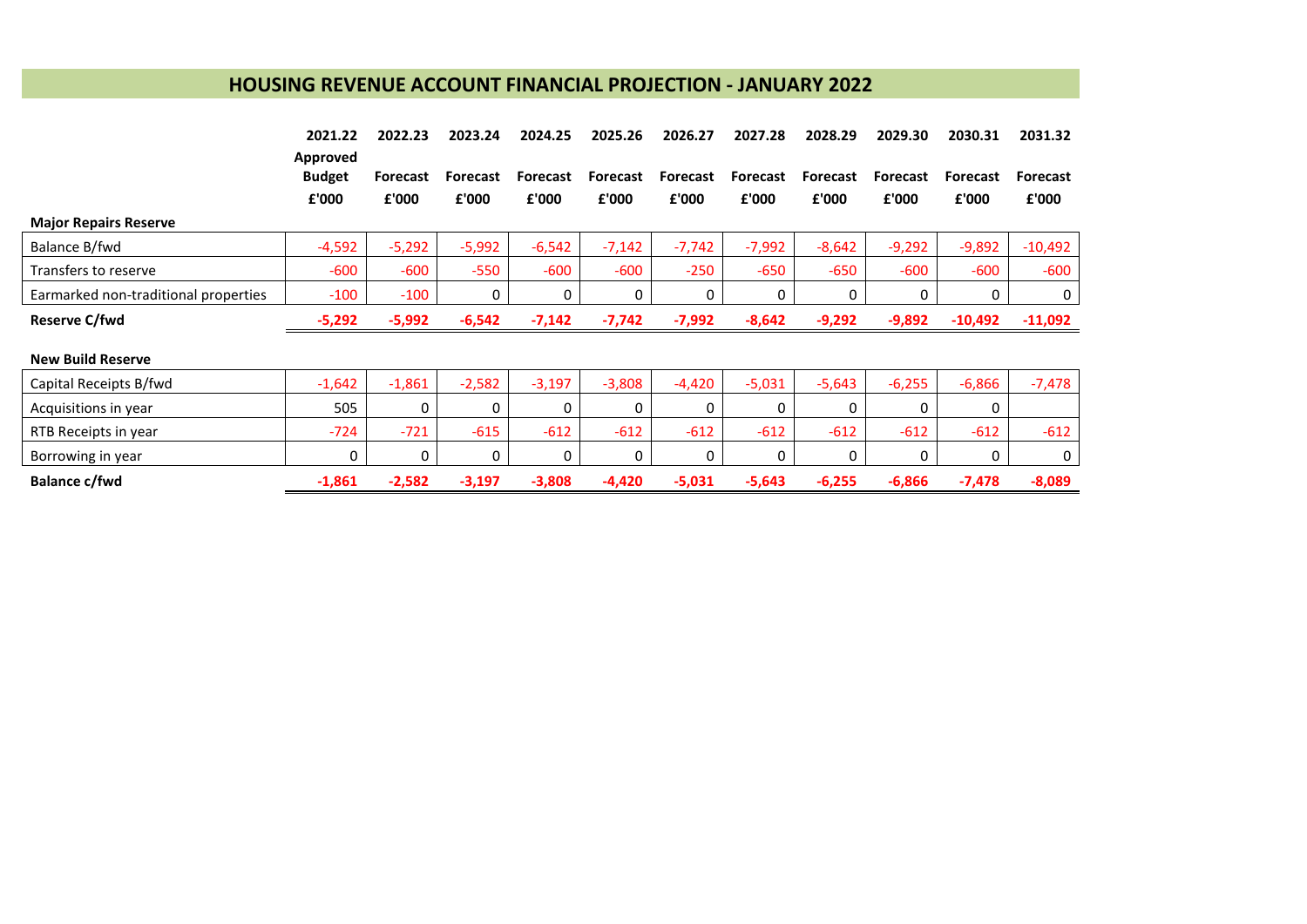# HOUSING REVENUE ACCOUNT FINANCIAL PROJECTION - JANUARY 2022

| | 2021.22 Approved Budget £'000 | 2022.23 Forecast £'000 | 2023.24 Forecast £'000 | 2024.25 Forecast £'000 | 2025.26 Forecast £'000 | 2026.27 Forecast £'000 | 2027.28 Forecast £'000 | 2028.29 Forecast £'000 | 2029.30 Forecast £'000 | 2030.31 Forecast £'000 | 2031.32 Forecast £'000 |
|---|---|---|---|---|---|---|---|---|---|---|---|
| **Major Repairs Reserve** | | | | | | | | | | | |
| Balance B/fwd | -4,592 | -5,292 | -5,992 | -6,542 | -7,142 | -7,742 | -7,992 | -8,642 | -9,292 | -9,892 | -10,492 |
| Transfers to reserve | -600 | -600 | -550 | -600 | -600 | -250 | -650 | -650 | -600 | -600 | -600 |
| Earmarked non-traditional properties | -100 | -100 | 0 | 0 | 0 | 0 | 0 | 0 | 0 | 0 | 0 |
| **Reserve C/fwd** | **-5,292** | **-5,992** | **-6,542** | **-7,142** | **-7,742** | **-7,992** | **-8,642** | **-9,292** | **-9,892** | **-10,492** | **-11,092** |
| | | | | | | | | | | | |
| **New Build Reserve** | | | | | | | | | | | |
| Capital Receipts B/fwd | -1,642 | -1,861 | -2,582 | -3,197 | -3,808 | -4,420 | -5,031 | -5,643 | -6,255 | -6,866 | -7,478 |
| Acquisitions in year | 505 | 0 | 0 | 0 | 0 | 0 | 0 | 0 | 0 | 0 | |
| RTB Receipts in year | -724 | -721 | -615 | -612 | -612 | -612 | -612 | -612 | -612 | -612 | -612 |
| Borrowing in year | 0 | 0 | 0 | 0 | 0 | 0 | 0 | 0 | 0 | 0 | 0 |
| **Balance c/fwd** | **-1,861** | **-2,582** | **-3,197** | **-3,808** | **-4,420** | **-5,031** | **-5,643** | **-6,255** | **-6,866** | **-7,478** | **-8,089** |